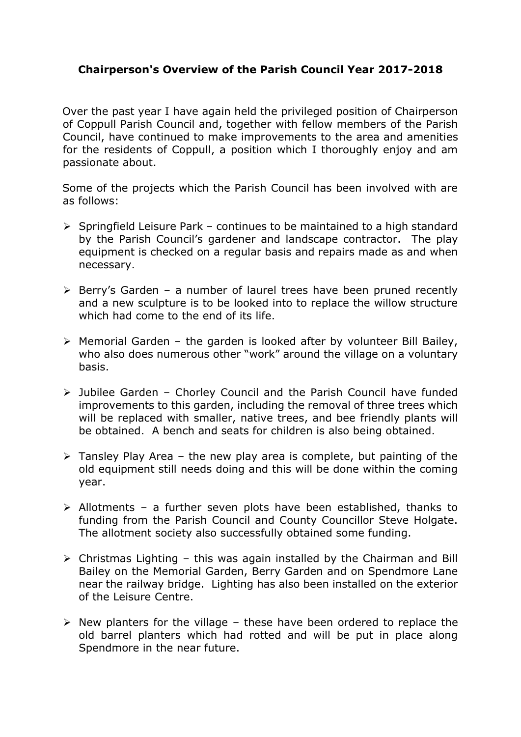**Chairperson's Overview of the Parish Council Year 2017-2018**

Over the past year I have again held the privileged position of Chairperson of Coppull Parish Council and, together with fellow members of the Parish Council, have continued to make improvements to the area and amenities for the residents of Coppull, a position which I thoroughly enjoy and am passionate about.

Some of the projects which the Parish Council has been involved with are as follows:

- Springfield Leisure Park – continues to be maintained to a high standard by the Parish Council's gardener and landscape contractor. The play equipment is checked on a regular basis and repairs made as and when necessary.

- Berry's Garden – a number of laurel trees have been pruned recently and a new sculpture is to be looked into to replace the willow structure which had come to the end of its life.

- Memorial Garden – the garden is looked after by volunteer Bill Bailey, who also does numerous other "work" around the village on a voluntary basis.

- Jubilee Garden – Chorley Council and the Parish Council have funded improvements to this garden, including the removal of three trees which will be replaced with smaller, native trees, and bee friendly plants will be obtained. A bench and seats for children is also being obtained.

- Tansley Play Area – the new play area is complete, but painting of the old equipment still needs doing and this will be done within the coming year.

- Allotments – a further seven plots have been established, thanks to funding from the Parish Council and County Councillor Steve Holgate. The allotment society also successfully obtained some funding.

- Christmas Lighting – this was again installed by the Chairman and Bill Bailey on the Memorial Garden, Berry Garden and on Spendmore Lane near the railway bridge. Lighting has also been installed on the exterior of the Leisure Centre.

- New planters for the village – these have been ordered to replace the old barrel planters which had rotted and will be put in place along Spendmore in the near future.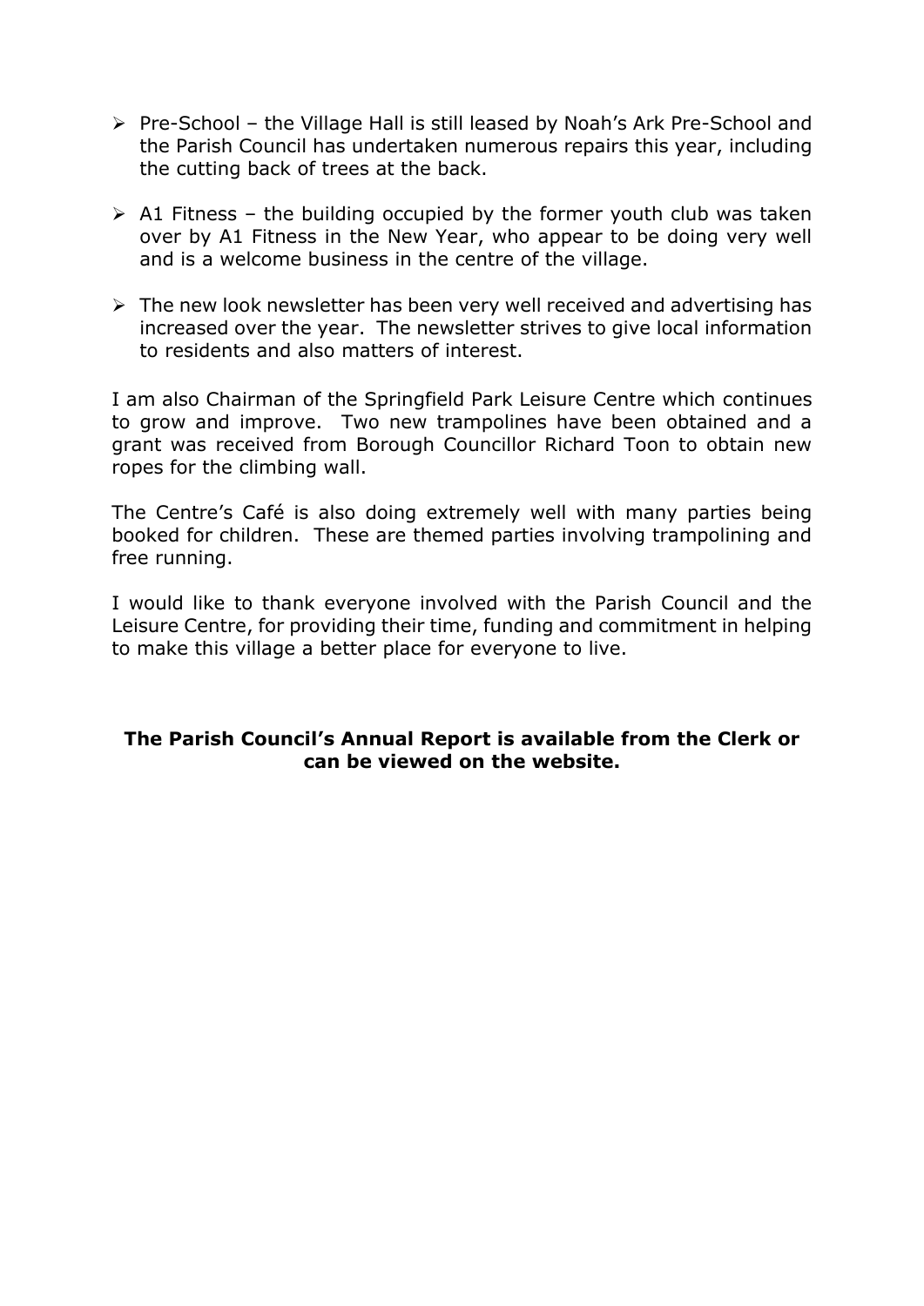- Pre-School – the Village Hall is still leased by Noah's Ark Pre-School and the Parish Council has undertaken numerous repairs this year, including the cutting back of trees at the back.

- A1 Fitness – the building occupied by the former youth club was taken over by A1 Fitness in the New Year, who appear to be doing very well and is a welcome business in the centre of the village.

- The new look newsletter has been very well received and advertising has increased over the year. The newsletter strives to give local information to residents and also matters of interest.

I am also Chairman of the Springfield Park Leisure Centre which continues to grow and improve. Two new trampolines have been obtained and a grant was received from Borough Councillor Richard Toon to obtain new ropes for the climbing wall.

The Centre's Café is also doing extremely well with many parties being booked for children. These are themed parties involving trampolining and free running.

I would like to thank everyone involved with the Parish Council and the Leisure Centre, for providing their time, funding and commitment in helping to make this village a better place for everyone to live.

**The Parish Council's Annual Report is available from the Clerk or can be viewed on the website.**